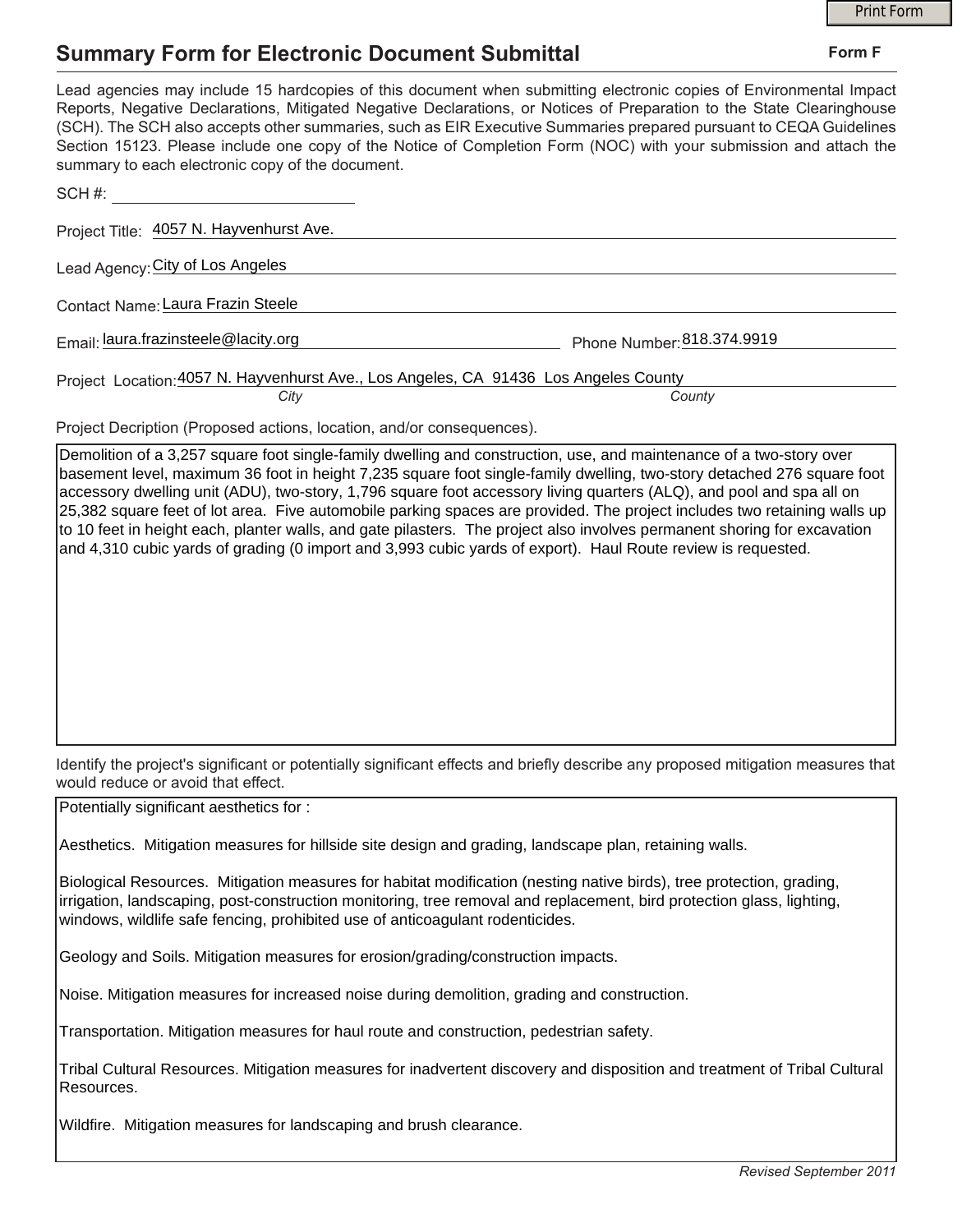Print Form

# Summary Form for Electronic Document Submittal

**Form F**

Lead agencies may include 15 hardcopies of this document when submitting electronic copies of Environmental Impact Reports, Negative Declarations, Mitigated Negative Declarations, or Notices of Preparation to the State Clearinghouse (SCH). The SCH also accepts other summaries, such as EIR Executive Summaries prepared pursuant to CEQA Guidelines Section 15123. Please include one copy of the Notice of Completion Form (NOC) with your submission and attach the summary to each electronic copy of the document.

SCH #: ____________________

Project Title: 4057 N. Hayvenhurst Ave.

Lead Agency: City of Los Angeles

Contact Name: Laura Frazin Steele

Email: laura.frazinsteele@lacity.org

Phone Number: 818.374.9919

Project Location: 4057 N. Hayvenhurst Ave., Los Angeles, CA 91436 (*City*) Los Angeles County (*County*)

Project Decription (Proposed actions, location, and/or consequences).

Demolition of a 3,257 square foot single-family dwelling and construction, use, and maintenance of a two-story over basement level, maximum 36 foot in height 7,235 square foot single-family dwelling, two-story detached 276 square foot accessory dwelling unit (ADU), two-story, 1,796 square foot accessory living quarters (ALQ), and pool and spa all on 25,382 square feet of lot area. Five automobile parking spaces are provided. The project includes two retaining walls up to 10 feet in height each, planter walls, and gate pilasters. The project also involves permanent shoring for excavation and 4,310 cubic yards of grading (0 import and 3,993 cubic yards of export). Haul Route review is requested.

Identify the project's significant or potentially significant effects and briefly describe any proposed mitigation measures that would reduce or avoid that effect.

Potentially significant aesthetics for :

Aesthetics. Mitigation measures for hillside site design and grading, landscape plan, retaining walls.

Biological Resources. Mitigation measures for habitat modification (nesting native birds), tree protection, grading, irrigation, landscaping, post-construction monitoring, tree removal and replacement, bird protection glass, lighting, windows, wildlife safe fencing, prohibited use of anticoagulant rodenticides.

Geology and Soils. Mitigation measures for erosion/grading/construction impacts.

Noise. Mitigation measures for increased noise during demolition, grading and construction.

Transportation. Mitigation measures for haul route and construction, pedestrian safety.

Tribal Cultural Resources. Mitigation measures for inadvertent discovery and disposition and treatment of Tribal Cultural Resources.

Wildfire. Mitigation measures for landscaping and brush clearance.

*Revised September 2011*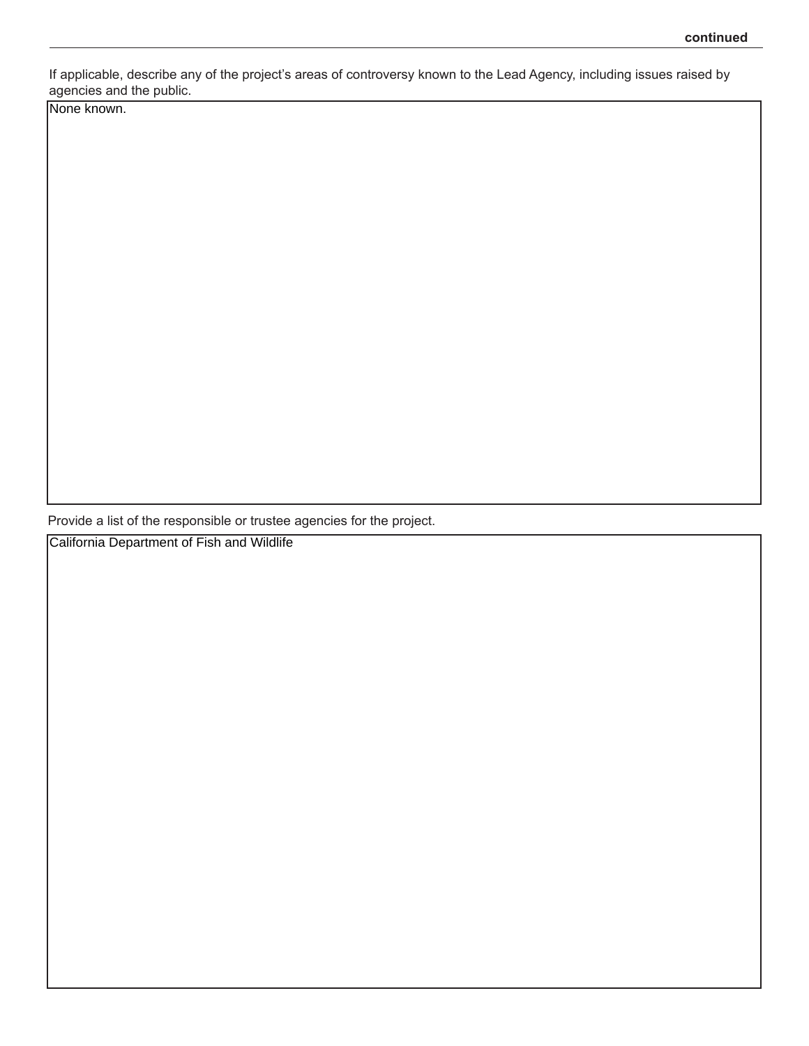continued

If applicable, describe any of the project's areas of controversy known to the Lead Agency, including issues raised by agencies and the public.

None known.

Provide a list of the responsible or trustee agencies for the project.

California Department of Fish and Wildlife